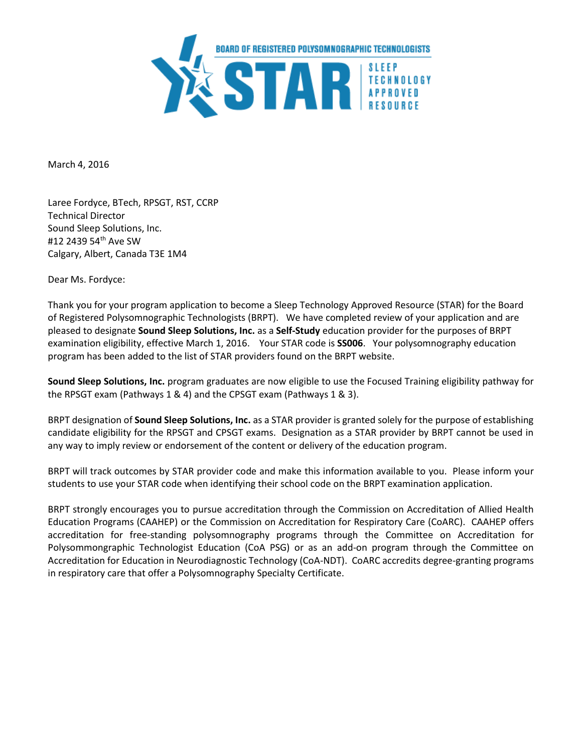BOARD OF REGISTERED POLYSOMNOGRAPHIC TECHNOLOGISTS

STAR | SLEEP TECHNOLOGY APPROVED RESOURCE

March 4, 2016

Laree Fordyce, BTech, RPSGT, RST, CCRP  
Technical Director  
Sound Sleep Solutions, Inc.  
#12 2439 54th Ave SW  
Calgary, Albert, Canada T3E 1M4

Dear Ms. Fordyce:

Thank you for your program application to become a Sleep Technology Approved Resource (STAR) for the Board of Registered Polysomnographic Technologists (BRPT). We have completed review of your application and are pleased to designate **Sound Sleep Solutions, Inc.** as a **Self-Study** education provider for the purposes of BRPT examination eligibility, effective March 1, 2016. Your STAR code is **SS006**. Your polysomnography education program has been added to the list of STAR providers found on the BRPT website.

**Sound Sleep Solutions, Inc.** program graduates are now eligible to use the Focused Training eligibility pathway for the RPSGT exam (Pathways 1 & 4) and the CPSGT exam (Pathways 1 & 3).

BRPT designation of **Sound Sleep Solutions, Inc.** as a STAR provider is granted solely for the purpose of establishing candidate eligibility for the RPSGT and CPSGT exams. Designation as a STAR provider by BRPT cannot be used in any way to imply review or endorsement of the content or delivery of the education program.

BRPT will track outcomes by STAR provider code and make this information available to you. Please inform your students to use your STAR code when identifying their school code on the BRPT examination application.

BRPT strongly encourages you to pursue accreditation through the Commission on Accreditation of Allied Health Education Programs (CAAHEP) or the Commission on Accreditation for Respiratory Care (CoARC). CAAHEP offers accreditation for free-standing polysomnography programs through the Committee on Accreditation for Polysommongraphic Technologist Education (CoA PSG) or as an add-on program through the Committee on Accreditation for Education in Neurodiagnostic Technology (CoA-NDT). CoARC accredits degree-granting programs in respiratory care that offer a Polysomnography Specialty Certificate.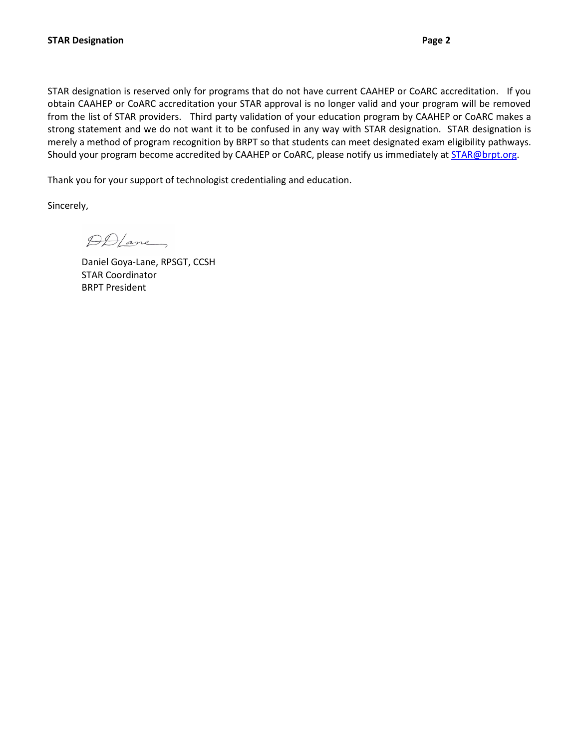STAR designation is reserved only for programs that do not have current CAAHEP or CoARC accreditation. If you obtain CAAHEP or CoARC accreditation your STAR approval is no longer valid and your program will be removed from the list of STAR providers. Third party validation of your education program by CAAHEP or CoARC makes a strong statement and we do not want it to be confused in any way with STAR designation. STAR designation is merely a method of program recognition by BRPT so that students can meet designated exam eligibility pathways. Should your program become accredited by CAAHEP or CoARC, please notify us immediately at STAR@brpt.org.

Thank you for your support of technologist credentialing and education.

Sincerely,

Daniel Goya-Lane, RPSGT, CCSH
STAR Coordinator
BRPT President